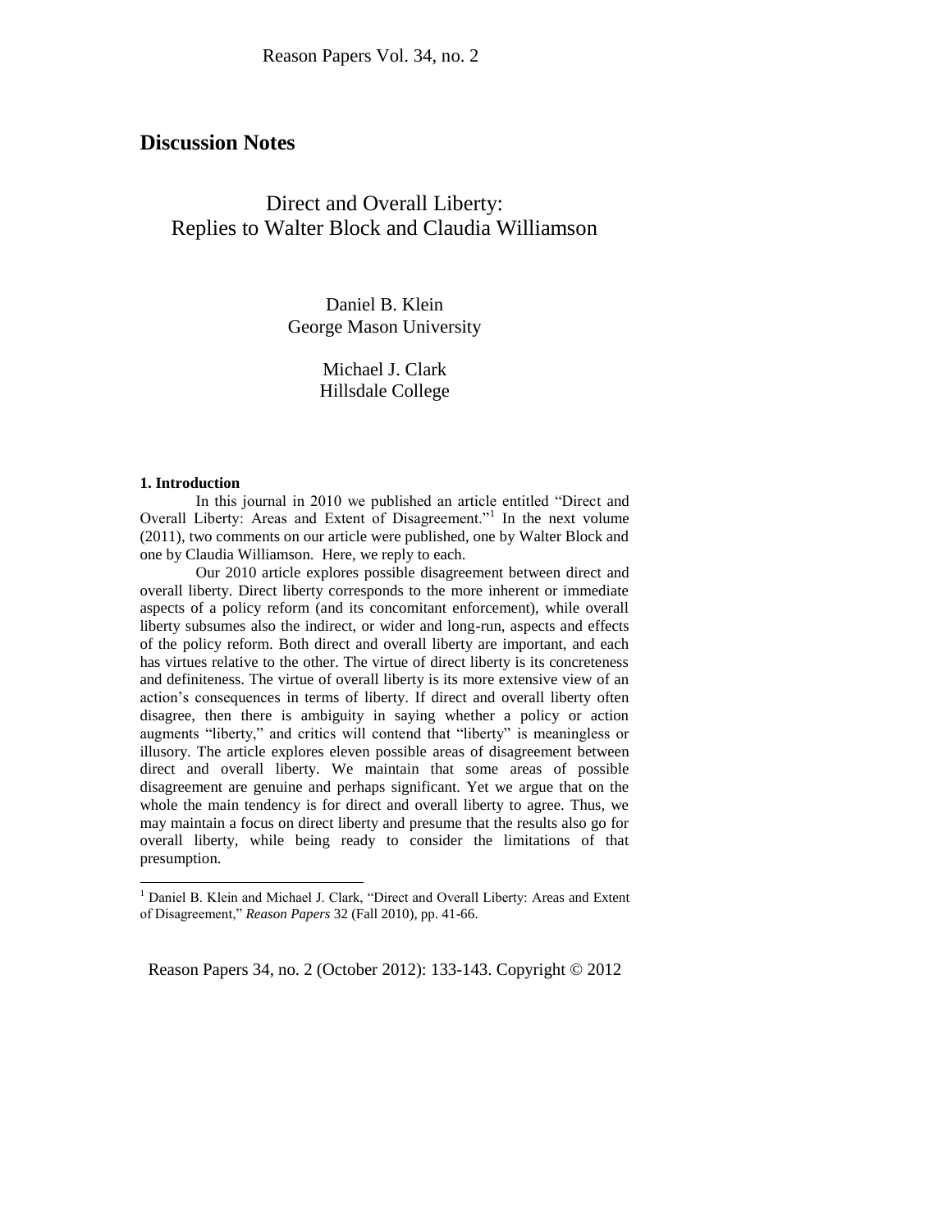## Discussion Notes

# Direct and Overall Liberty: Replies to Walter Block and Claudia Williamson

Daniel B. Klein
George Mason University

Michael J. Clark
Hillsdale College

### 1. Introduction

In this journal in 2010 we published an article entitled "Direct and Overall Liberty: Areas and Extent of Disagreement."[1] In the next volume (2011), two comments on our article were published, one by Walter Block and one by Claudia Williamson. Here, we reply to each.

Our 2010 article explores possible disagreement between direct and overall liberty. Direct liberty corresponds to the more inherent or immediate aspects of a policy reform (and its concomitant enforcement), while overall liberty subsumes also the indirect, or wider and long-run, aspects and effects of the policy reform. Both direct and overall liberty are important, and each has virtues relative to the other. The virtue of direct liberty is its concreteness and definiteness. The virtue of overall liberty is its more extensive view of an action's consequences in terms of liberty. If direct and overall liberty often disagree, then there is ambiguity in saying whether a policy or action augments "liberty," and critics will contend that "liberty" is meaningless or illusory. The article explores eleven possible areas of disagreement between direct and overall liberty. We maintain that some areas of possible disagreement are genuine and perhaps significant. Yet we argue that on the whole the main tendency is for direct and overall liberty to agree. Thus, we may maintain a focus on direct liberty and presume that the results also go for overall liberty, while being ready to consider the limitations of that presumption.

[1] Daniel B. Klein and Michael J. Clark, "Direct and Overall Liberty: Areas and Extent of Disagreement," *Reason Papers* 32 (Fall 2010), pp. 41-66.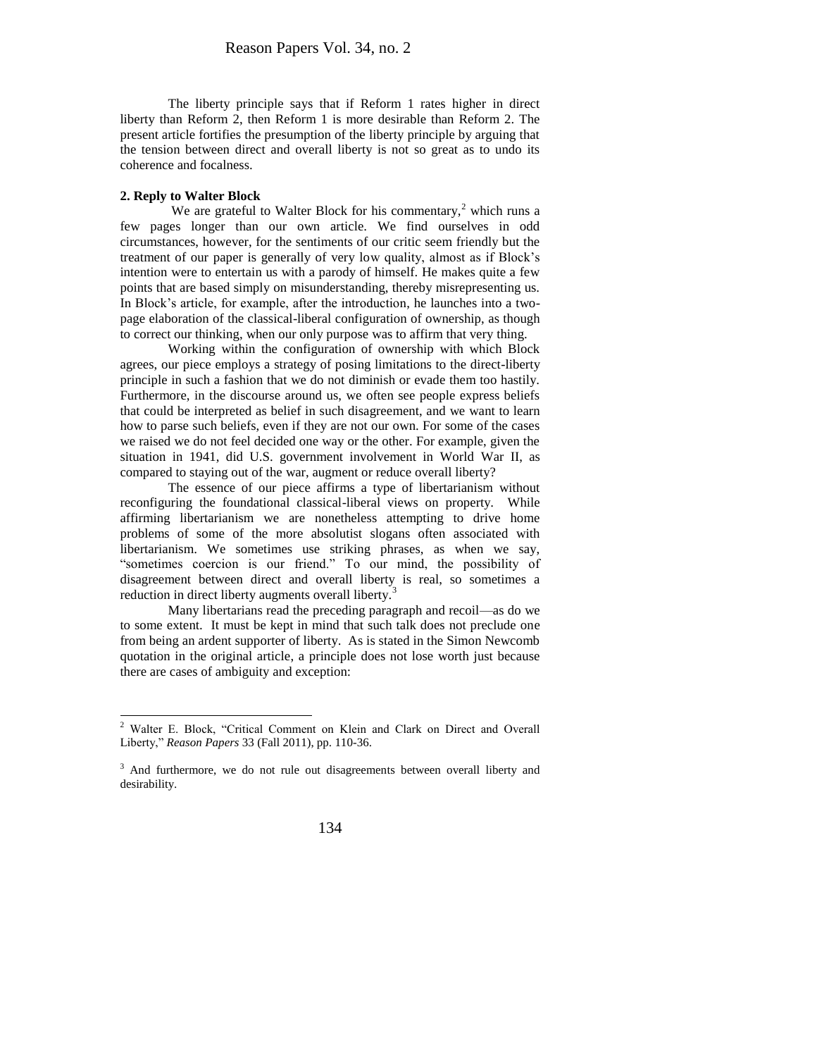The liberty principle says that if Reform 1 rates higher in direct liberty than Reform 2, then Reform 1 is more desirable than Reform 2. The present article fortifies the presumption of the liberty principle by arguing that the tension between direct and overall liberty is not so great as to undo its coherence and focalness.

**2. Reply to Walter Block**

We are grateful to Walter Block for his commentary,[2] which runs a few pages longer than our own article. We find ourselves in odd circumstances, however, for the sentiments of our critic seem friendly but the treatment of our paper is generally of very low quality, almost as if Block's intention were to entertain us with a parody of himself. He makes quite a few points that are based simply on misunderstanding, thereby misrepresenting us. In Block's article, for example, after the introduction, he launches into a two-page elaboration of the classical-liberal configuration of ownership, as though to correct our thinking, when our only purpose was to affirm that very thing.

Working within the configuration of ownership with which Block agrees, our piece employs a strategy of posing limitations to the direct-liberty principle in such a fashion that we do not diminish or evade them too hastily. Furthermore, in the discourse around us, we often see people express beliefs that could be interpreted as belief in such disagreement, and we want to learn how to parse such beliefs, even if they are not our own. For some of the cases we raised we do not feel decided one way or the other. For example, given the situation in 1941, did U.S. government involvement in World War II, as compared to staying out of the war, augment or reduce overall liberty?

The essence of our piece affirms a type of libertarianism without reconfiguring the foundational classical-liberal views on property. While affirming libertarianism we are nonetheless attempting to drive home problems of some of the more absolutist slogans often associated with libertarianism. We sometimes use striking phrases, as when we say, "sometimes coercion is our friend." To our mind, the possibility of disagreement between direct and overall liberty is real, so sometimes a reduction in direct liberty augments overall liberty.[3]

Many libertarians read the preceding paragraph and recoil—as do we to some extent. It must be kept in mind that such talk does not preclude one from being an ardent supporter of liberty. As is stated in the Simon Newcomb quotation in the original article, a principle does not lose worth just because there are cases of ambiguity and exception:

---

[2] Walter E. Block, "Critical Comment on Klein and Clark on Direct and Overall Liberty," *Reason Papers* 33 (Fall 2011), pp. 110-36.

[3] And furthermore, we do not rule out disagreements between overall liberty and desirability.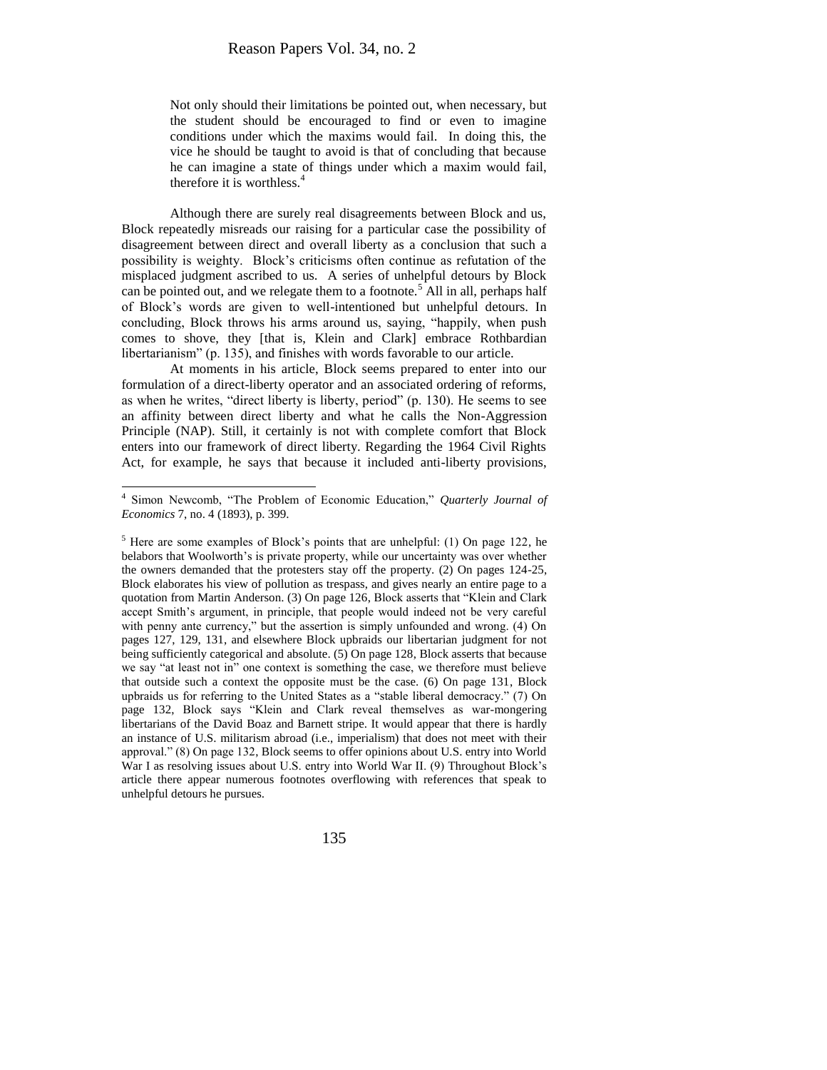> Not only should their limitations be pointed out, when necessary, but the student should be encouraged to find or even to imagine conditions under which the maxims would fail. In doing this, the vice he should be taught to avoid is that of concluding that because he can imagine a state of things under which a maxim would fail, therefore it is worthless.[4]

Although there are surely real disagreements between Block and us, Block repeatedly misreads our raising for a particular case the possibility of disagreement between direct and overall liberty as a conclusion that such a possibility is weighty. Block's criticisms often continue as refutation of the misplaced judgment ascribed to us. A series of unhelpful detours by Block can be pointed out, and we relegate them to a footnote.[5] All in all, perhaps half of Block's words are given to well-intentioned but unhelpful detours. In concluding, Block throws his arms around us, saying, "happily, when push comes to shove, they [that is, Klein and Clark] embrace Rothbardian libertarianism" (p. 135), and finishes with words favorable to our article.

At moments in his article, Block seems prepared to enter into our formulation of a direct-liberty operator and an associated ordering of reforms, as when he writes, "direct liberty is liberty, period" (p. 130). He seems to see an affinity between direct liberty and what he calls the Non-Aggression Principle (NAP). Still, it certainly is not with complete comfort that Block enters into our framework of direct liberty. Regarding the 1964 Civil Rights Act, for example, he says that because it included anti-liberty provisions,

---

[4] Simon Newcomb, "The Problem of Economic Education," *Quarterly Journal of Economics* 7, no. 4 (1893), p. 399.

[5] Here are some examples of Block's points that are unhelpful: (1) On page 122, he belabors that Woolworth's is private property, while our uncertainty was over whether the owners demanded that the protesters stay off the property. (2) On pages 124-25, Block elaborates his view of pollution as trespass, and gives nearly an entire page to a quotation from Martin Anderson. (3) On page 126, Block asserts that "Klein and Clark accept Smith's argument, in principle, that people would indeed not be very careful with penny ante currency," but the assertion is simply unfounded and wrong. (4) On pages 127, 129, 131, and elsewhere Block upbraids our libertarian judgment for not being sufficiently categorical and absolute. (5) On page 128, Block asserts that because we say "at least not in" one context is something the case, we therefore must believe that outside such a context the opposite must be the case. (6) On page 131, Block upbraids us for referring to the United States as a "stable liberal democracy." (7) On page 132, Block says "Klein and Clark reveal themselves as war-mongering libertarians of the David Boaz and Barnett stripe. It would appear that there is hardly an instance of U.S. militarism abroad (i.e., imperialism) that does not meet with their approval." (8) On page 132, Block seems to offer opinions about U.S. entry into World War I as resolving issues about U.S. entry into World War II. (9) Throughout Block's article there appear numerous footnotes overflowing with references that speak to unhelpful detours he pursues.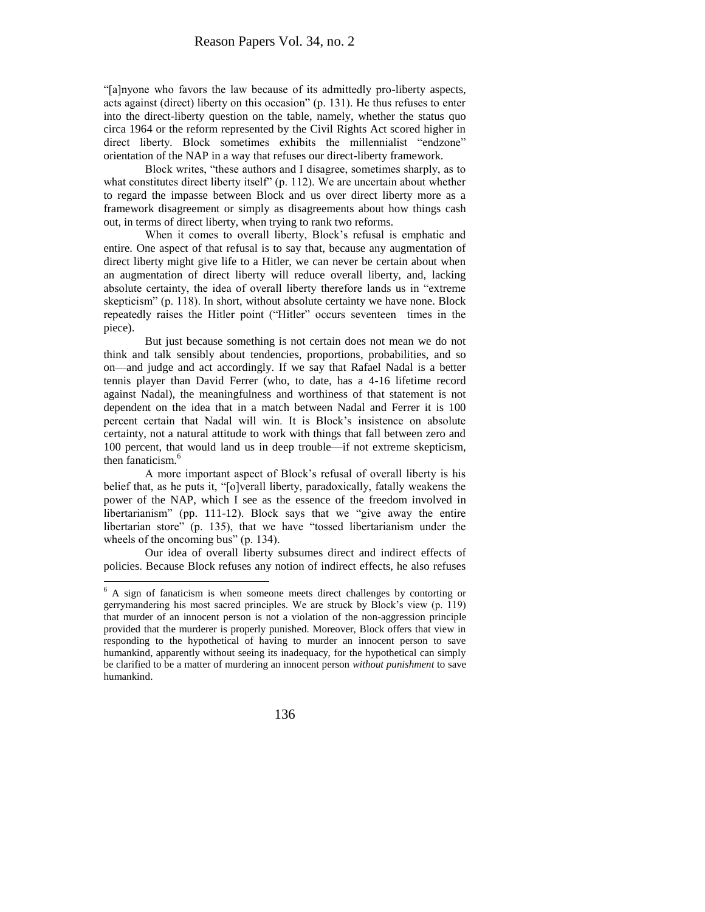"[a]nyone who favors the law because of its admittedly pro-liberty aspects, acts against (direct) liberty on this occasion" (p. 131). He thus refuses to enter into the direct-liberty question on the table, namely, whether the status quo circa 1964 or the reform represented by the Civil Rights Act scored higher in direct liberty. Block sometimes exhibits the millennialist "endzone" orientation of the NAP in a way that refuses our direct-liberty framework.

Block writes, "these authors and I disagree, sometimes sharply, as to what constitutes direct liberty itself" (p. 112). We are uncertain about whether to regard the impasse between Block and us over direct liberty more as a framework disagreement or simply as disagreements about how things cash out, in terms of direct liberty, when trying to rank two reforms.

When it comes to overall liberty, Block's refusal is emphatic and entire. One aspect of that refusal is to say that, because any augmentation of direct liberty might give life to a Hitler, we can never be certain about when an augmentation of direct liberty will reduce overall liberty, and, lacking absolute certainty, the idea of overall liberty therefore lands us in "extreme skepticism" (p. 118). In short, without absolute certainty we have none. Block repeatedly raises the Hitler point ("Hitler" occurs seventeen times in the piece).

But just because something is not certain does not mean we do not think and talk sensibly about tendencies, proportions, probabilities, and so on—and judge and act accordingly. If we say that Rafael Nadal is a better tennis player than David Ferrer (who, to date, has a 4-16 lifetime record against Nadal), the meaningfulness and worthiness of that statement is not dependent on the idea that in a match between Nadal and Ferrer it is 100 percent certain that Nadal will win. It is Block's insistence on absolute certainty, not a natural attitude to work with things that fall between zero and 100 percent, that would land us in deep trouble—if not extreme skepticism, then fanaticism.[6]

A more important aspect of Block's refusal of overall liberty is his belief that, as he puts it, "[o]verall liberty, paradoxically, fatally weakens the power of the NAP, which I see as the essence of the freedom involved in libertarianism" (pp. 111-12). Block says that we "give away the entire libertarian store" (p. 135), that we have "tossed libertarianism under the wheels of the oncoming bus" (p. 134).

Our idea of overall liberty subsumes direct and indirect effects of policies. Because Block refuses any notion of indirect effects, he also refuses

[6] A sign of fanaticism is when someone meets direct challenges by contorting or gerrymandering his most sacred principles. We are struck by Block's view (p. 119) that murder of an innocent person is not a violation of the non-aggression principle provided that the murderer is properly punished. Moreover, Block offers that view in responding to the hypothetical of having to murder an innocent person to save humankind, apparently without seeing its inadequacy, for the hypothetical can simply be clarified to be a matter of murdering an innocent person *without punishment* to save humankind.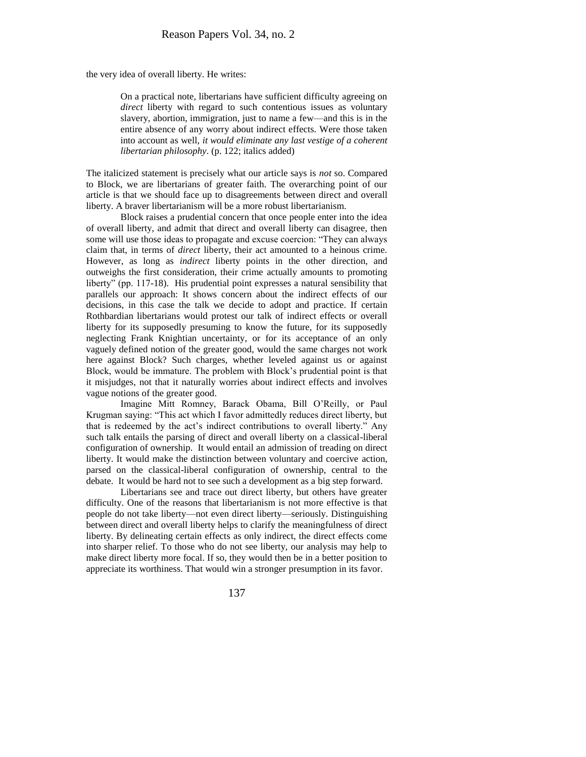the very idea of overall liberty. He writes:

> On a practical note, libertarians have sufficient difficulty agreeing on *direct* liberty with regard to such contentious issues as voluntary slavery, abortion, immigration, just to name a few—and this is in the entire absence of any worry about indirect effects. Were those taken into account as well, *it would eliminate any last vestige of a coherent libertarian philosophy*. (p. 122; italics added)

The italicized statement is precisely what our article says is *not* so. Compared to Block, we are libertarians of greater faith. The overarching point of our article is that we should face up to disagreements between direct and overall liberty. A braver libertarianism will be a more robust libertarianism.

Block raises a prudential concern that once people enter into the idea of overall liberty, and admit that direct and overall liberty can disagree, then some will use those ideas to propagate and excuse coercion: "They can always claim that, in terms of *direct* liberty, their act amounted to a heinous crime. However, as long as *indirect* liberty points in the other direction, and outweighs the first consideration, their crime actually amounts to promoting liberty" (pp. 117-18). His prudential point expresses a natural sensibility that parallels our approach: It shows concern about the indirect effects of our decisions, in this case the talk we decide to adopt and practice. If certain Rothbardian libertarians would protest our talk of indirect effects or overall liberty for its supposedly presuming to know the future, for its supposedly neglecting Frank Knightian uncertainty, or for its acceptance of an only vaguely defined notion of the greater good, would the same charges not work here against Block? Such charges, whether leveled against us or against Block, would be immature. The problem with Block's prudential point is that it misjudges, not that it naturally worries about indirect effects and involves vague notions of the greater good.

Imagine Mitt Romney, Barack Obama, Bill O'Reilly, or Paul Krugman saying: "This act which I favor admittedly reduces direct liberty, but that is redeemed by the act's indirect contributions to overall liberty." Any such talk entails the parsing of direct and overall liberty on a classical-liberal configuration of ownership. It would entail an admission of treading on direct liberty. It would make the distinction between voluntary and coercive action, parsed on the classical-liberal configuration of ownership, central to the debate. It would be hard not to see such a development as a big step forward.

Libertarians see and trace out direct liberty, but others have greater difficulty. One of the reasons that libertarianism is not more effective is that people do not take liberty—not even direct liberty—seriously. Distinguishing between direct and overall liberty helps to clarify the meaningfulness of direct liberty. By delineating certain effects as only indirect, the direct effects come into sharper relief. To those who do not see liberty, our analysis may help to make direct liberty more focal. If so, they would then be in a better position to appreciate its worthiness. That would win a stronger presumption in its favor.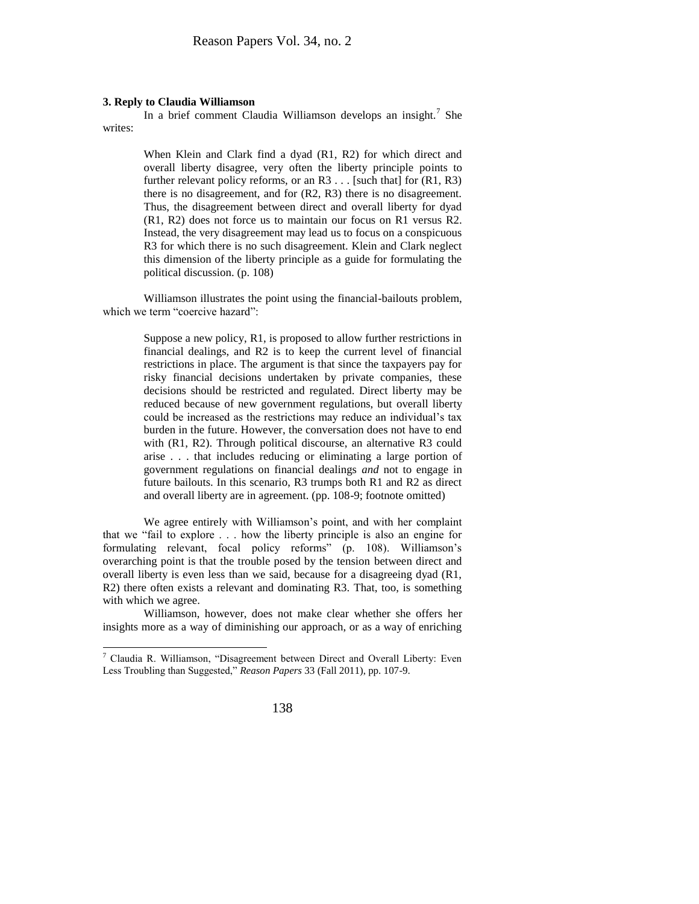**3. Reply to Claudia Williamson**

In a brief comment Claudia Williamson develops an insight.[7] She writes:

> When Klein and Clark find a dyad (R1, R2) for which direct and overall liberty disagree, very often the liberty principle points to further relevant policy reforms, or an R3 . . . [such that] for (R1, R3) there is no disagreement, and for (R2, R3) there is no disagreement. Thus, the disagreement between direct and overall liberty for dyad (R1, R2) does not force us to maintain our focus on R1 versus R2. Instead, the very disagreement may lead us to focus on a conspicuous R3 for which there is no such disagreement. Klein and Clark neglect this dimension of the liberty principle as a guide for formulating the political discussion. (p. 108)

Williamson illustrates the point using the financial-bailouts problem, which we term "coercive hazard":

> Suppose a new policy, R1, is proposed to allow further restrictions in financial dealings, and R2 is to keep the current level of financial restrictions in place. The argument is that since the taxpayers pay for risky financial decisions undertaken by private companies, these decisions should be restricted and regulated. Direct liberty may be reduced because of new government regulations, but overall liberty could be increased as the restrictions may reduce an individual's tax burden in the future. However, the conversation does not have to end with (R1, R2). Through political discourse, an alternative R3 could arise . . . that includes reducing or eliminating a large portion of government regulations on financial dealings *and* not to engage in future bailouts. In this scenario, R3 trumps both R1 and R2 as direct and overall liberty are in agreement. (pp. 108-9; footnote omitted)

We agree entirely with Williamson's point, and with her complaint that we "fail to explore . . . how the liberty principle is also an engine for formulating relevant, focal policy reforms" (p. 108). Williamson's overarching point is that the trouble posed by the tension between direct and overall liberty is even less than we said, because for a disagreeing dyad (R1, R2) there often exists a relevant and dominating R3. That, too, is something with which we agree.

Williamson, however, does not make clear whether she offers her insights more as a way of diminishing our approach, or as a way of enriching

---

[7] Claudia R. Williamson, "Disagreement between Direct and Overall Liberty: Even Less Troubling than Suggested," *Reason Papers* 33 (Fall 2011), pp. 107-9.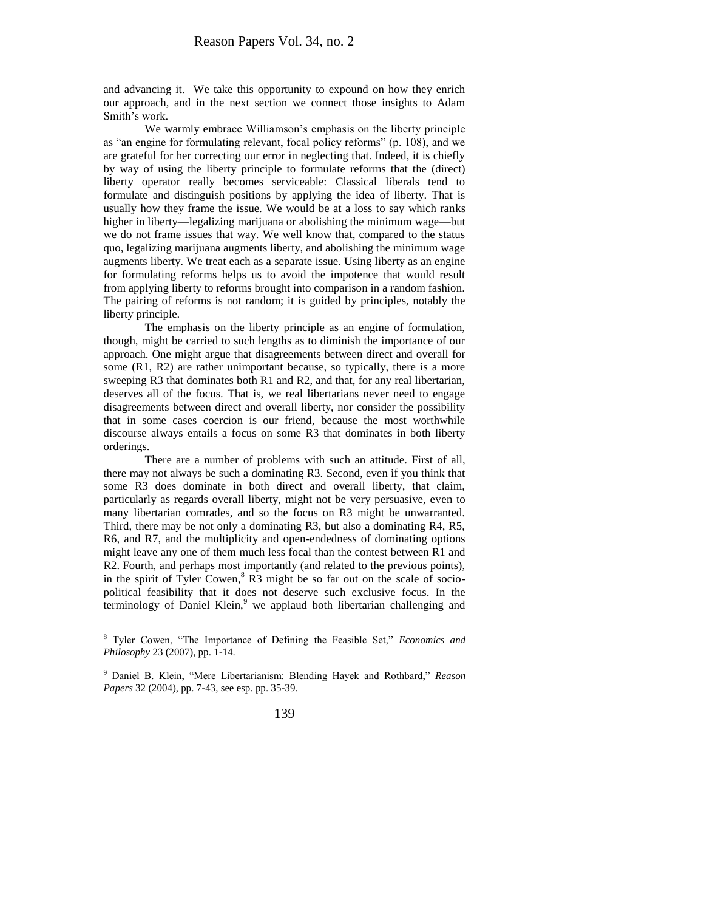and advancing it. We take this opportunity to expound on how they enrich our approach, and in the next section we connect those insights to Adam Smith's work.

We warmly embrace Williamson's emphasis on the liberty principle as "an engine for formulating relevant, focal policy reforms" (p. 108), and we are grateful for her correcting our error in neglecting that. Indeed, it is chiefly by way of using the liberty principle to formulate reforms that the (direct) liberty operator really becomes serviceable: Classical liberals tend to formulate and distinguish positions by applying the idea of liberty. That is usually how they frame the issue. We would be at a loss to say which ranks higher in liberty—legalizing marijuana or abolishing the minimum wage—but we do not frame issues that way. We well know that, compared to the status quo, legalizing marijuana augments liberty, and abolishing the minimum wage augments liberty. We treat each as a separate issue. Using liberty as an engine for formulating reforms helps us to avoid the impotence that would result from applying liberty to reforms brought into comparison in a random fashion. The pairing of reforms is not random; it is guided by principles, notably the liberty principle.

The emphasis on the liberty principle as an engine of formulation, though, might be carried to such lengths as to diminish the importance of our approach. One might argue that disagreements between direct and overall for some (R1, R2) are rather unimportant because, so typically, there is a more sweeping R3 that dominates both R1 and R2, and that, for any real libertarian, deserves all of the focus. That is, we real libertarians never need to engage disagreements between direct and overall liberty, nor consider the possibility that in some cases coercion is our friend, because the most worthwhile discourse always entails a focus on some R3 that dominates in both liberty orderings.

There are a number of problems with such an attitude. First of all, there may not always be such a dominating R3. Second, even if you think that some R3 does dominate in both direct and overall liberty, that claim, particularly as regards overall liberty, might not be very persuasive, even to many libertarian comrades, and so the focus on R3 might be unwarranted. Third, there may be not only a dominating R3, but also a dominating R4, R5, R6, and R7, and the multiplicity and open-endedness of dominating options might leave any one of them much less focal than the contest between R1 and R2. Fourth, and perhaps most importantly (and related to the previous points), in the spirit of Tyler Cowen,[8] R3 might be so far out on the scale of socio-political feasibility that it does not deserve such exclusive focus. In the terminology of Daniel Klein,[9] we applaud both libertarian challenging and

---

[8] Tyler Cowen, "The Importance of Defining the Feasible Set," *Economics and Philosophy* 23 (2007), pp. 1-14.

[9] Daniel B. Klein, "Mere Libertarianism: Blending Hayek and Rothbard," *Reason Papers* 32 (2004), pp. 7-43, see esp. pp. 35-39.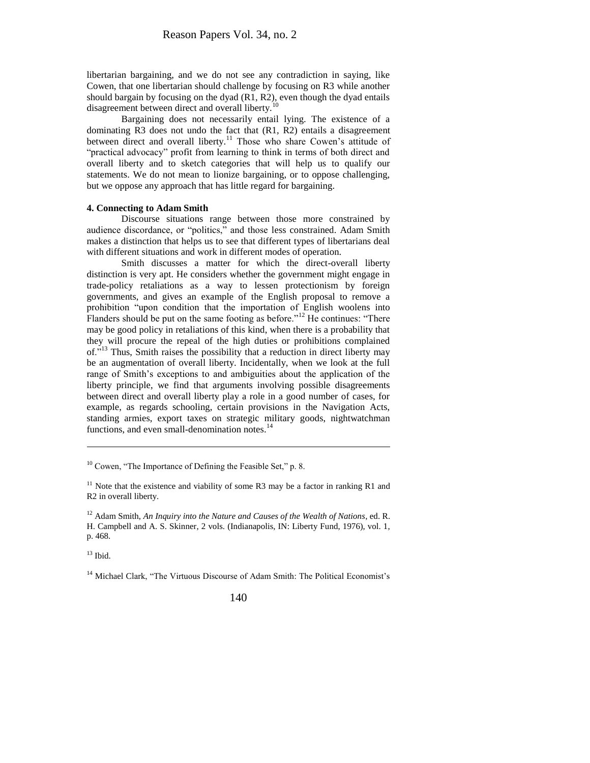libertarian bargaining, and we do not see any contradiction in saying, like Cowen, that one libertarian should challenge by focusing on R3 while another should bargain by focusing on the dyad (R1, R2), even though the dyad entails disagreement between direct and overall liberty.[10]

Bargaining does not necessarily entail lying. The existence of a dominating R3 does not undo the fact that (R1, R2) entails a disagreement between direct and overall liberty.[11] Those who share Cowen's attitude of "practical advocacy" profit from learning to think in terms of both direct and overall liberty and to sketch categories that will help us to qualify our statements. We do not mean to lionize bargaining, or to oppose challenging, but we oppose any approach that has little regard for bargaining.

**4. Connecting to Adam Smith**

Discourse situations range between those more constrained by audience discordance, or "politics," and those less constrained. Adam Smith makes a distinction that helps us to see that different types of libertarians deal with different situations and work in different modes of operation.

Smith discusses a matter for which the direct-overall liberty distinction is very apt. He considers whether the government might engage in trade-policy retaliations as a way to lessen protectionism by foreign governments, and gives an example of the English proposal to remove a prohibition "upon condition that the importation of English woolens into Flanders should be put on the same footing as before."[12] He continues: "There may be good policy in retaliations of this kind, when there is a probability that they will procure the repeal of the high duties or prohibitions complained of."[13] Thus, Smith raises the possibility that a reduction in direct liberty may be an augmentation of overall liberty. Incidentally, when we look at the full range of Smith's exceptions to and ambiguities about the application of the liberty principle, we find that arguments involving possible disagreements between direct and overall liberty play a role in a good number of cases, for example, as regards schooling, certain provisions in the Navigation Acts, standing armies, export taxes on strategic military goods, nightwatchman functions, and even small-denomination notes.[14]

---

[10] Cowen, "The Importance of Defining the Feasible Set," p. 8.

[11] Note that the existence and viability of some R3 may be a factor in ranking R1 and R2 in overall liberty.

[12] Adam Smith, *An Inquiry into the Nature and Causes of the Wealth of Nations*, ed. R. H. Campbell and A. S. Skinner, 2 vols. (Indianapolis, IN: Liberty Fund, 1976), vol. 1, p. 468.

[13] Ibid.

[14] Michael Clark, "The Virtuous Discourse of Adam Smith: The Political Economist's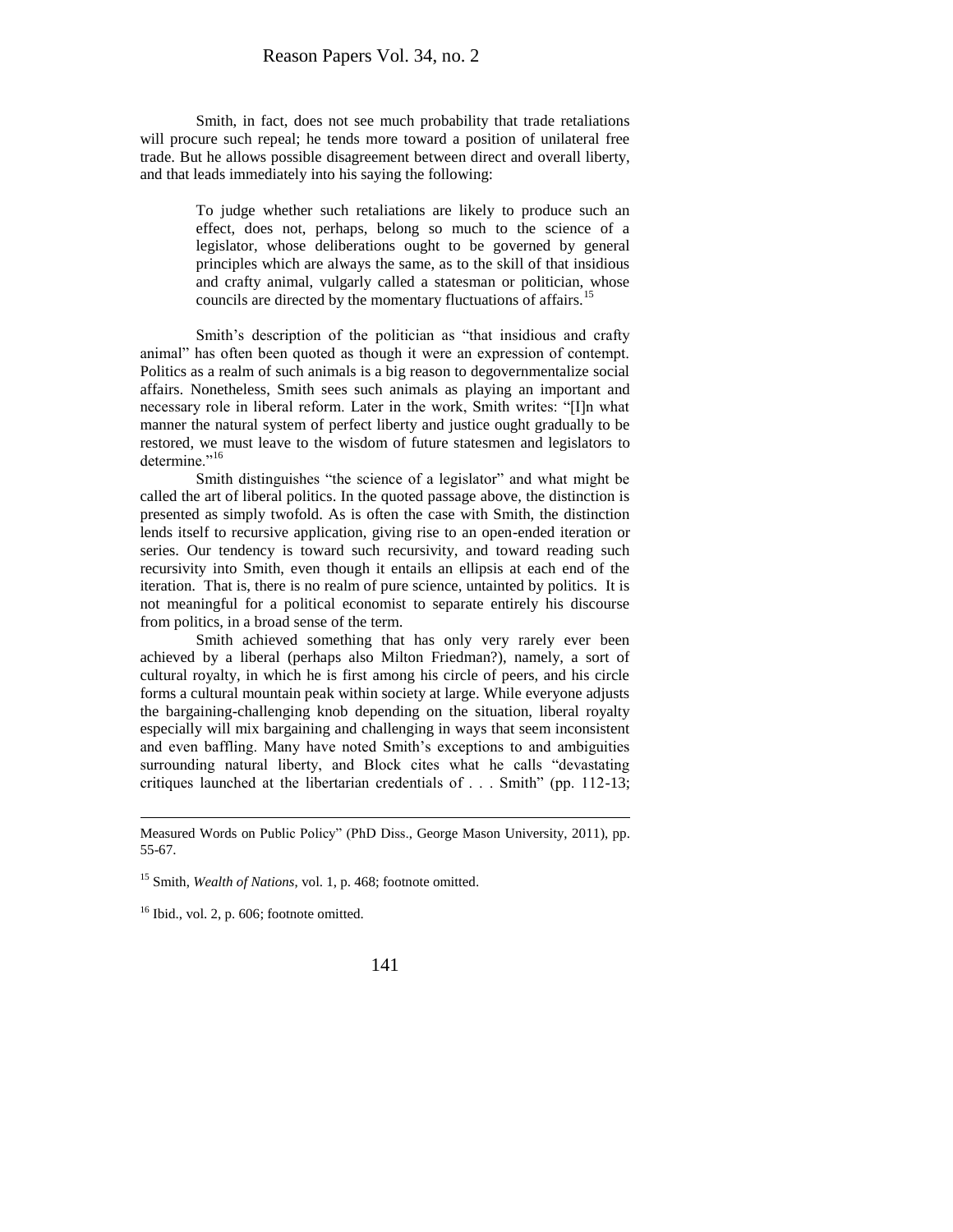Smith, in fact, does not see much probability that trade retaliations will procure such repeal; he tends more toward a position of unilateral free trade. But he allows possible disagreement between direct and overall liberty, and that leads immediately into his saying the following:

> To judge whether such retaliations are likely to produce such an effect, does not, perhaps, belong so much to the science of a legislator, whose deliberations ought to be governed by general principles which are always the same, as to the skill of that insidious and crafty animal, vulgarly called a statesman or politician, whose councils are directed by the momentary fluctuations of affairs.[15]

Smith's description of the politician as "that insidious and crafty animal" has often been quoted as though it were an expression of contempt. Politics as a realm of such animals is a big reason to degovernmentalize social affairs. Nonetheless, Smith sees such animals as playing an important and necessary role in liberal reform. Later in the work, Smith writes: "[I]n what manner the natural system of perfect liberty and justice ought gradually to be restored, we must leave to the wisdom of future statesmen and legislators to determine."[16]

Smith distinguishes "the science of a legislator" and what might be called the art of liberal politics. In the quoted passage above, the distinction is presented as simply twofold. As is often the case with Smith, the distinction lends itself to recursive application, giving rise to an open-ended iteration or series. Our tendency is toward such recursivity, and toward reading such recursivity into Smith, even though it entails an ellipsis at each end of the iteration. That is, there is no realm of pure science, untainted by politics. It is not meaningful for a political economist to separate entirely his discourse from politics, in a broad sense of the term.

Smith achieved something that has only very rarely ever been achieved by a liberal (perhaps also Milton Friedman?), namely, a sort of cultural royalty, in which he is first among his circle of peers, and his circle forms a cultural mountain peak within society at large. While everyone adjusts the bargaining-challenging knob depending on the situation, liberal royalty especially will mix bargaining and challenging in ways that seem inconsistent and even baffling. Many have noted Smith's exceptions to and ambiguities surrounding natural liberty, and Block cites what he calls "devastating critiques launched at the libertarian credentials of . . . Smith" (pp. 112-13;

---

Measured Words on Public Policy" (PhD Diss., George Mason University, 2011), pp. 55-67.

[15] Smith, *Wealth of Nations*, vol. 1, p. 468; footnote omitted.

[16] Ibid., vol. 2, p. 606; footnote omitted.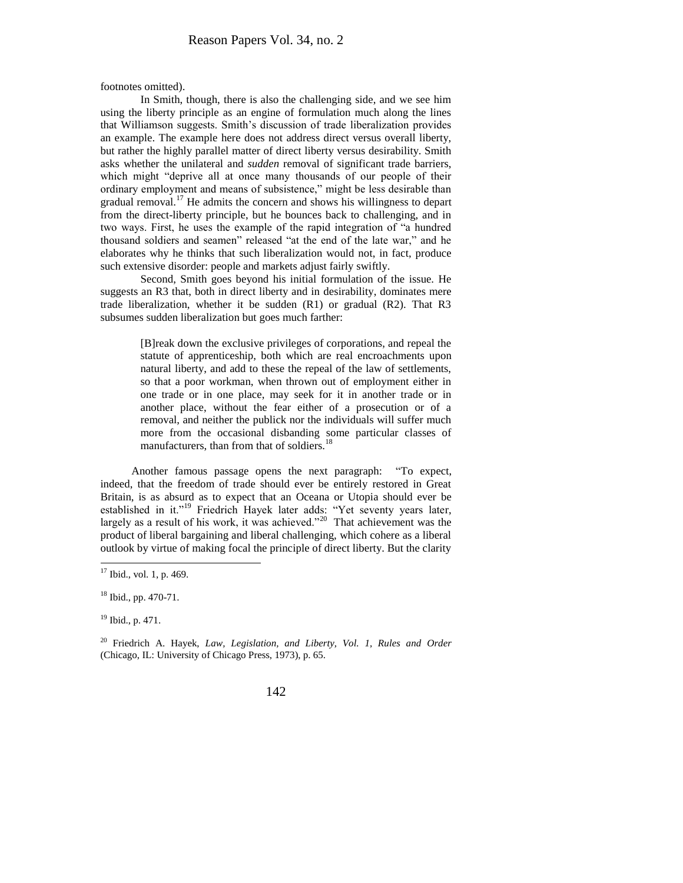footnotes omitted).

In Smith, though, there is also the challenging side, and we see him using the liberty principle as an engine of formulation much along the lines that Williamson suggests. Smith's discussion of trade liberalization provides an example. The example here does not address direct versus overall liberty, but rather the highly parallel matter of direct liberty versus desirability. Smith asks whether the unilateral and *sudden* removal of significant trade barriers, which might "deprive all at once many thousands of our people of their ordinary employment and means of subsistence," might be less desirable than gradual removal.[17] He admits the concern and shows his willingness to depart from the direct-liberty principle, but he bounces back to challenging, and in two ways. First, he uses the example of the rapid integration of "a hundred thousand soldiers and seamen" released "at the end of the late war," and he elaborates why he thinks that such liberalization would not, in fact, produce such extensive disorder: people and markets adjust fairly swiftly.

Second, Smith goes beyond his initial formulation of the issue. He suggests an R3 that, both in direct liberty and in desirability, dominates mere trade liberalization, whether it be sudden (R1) or gradual (R2). That R3 subsumes sudden liberalization but goes much farther:

> [B]reak down the exclusive privileges of corporations, and repeal the statute of apprenticeship, both which are real encroachments upon natural liberty, and add to these the repeal of the law of settlements, so that a poor workman, when thrown out of employment either in one trade or in one place, may seek for it in another trade or in another place, without the fear either of a prosecution or of a removal, and neither the publick nor the individuals will suffer much more from the occasional disbanding some particular classes of manufacturers, than from that of soldiers.[18]

Another famous passage opens the next paragraph: "To expect, indeed, that the freedom of trade should ever be entirely restored in Great Britain, is as absurd as to expect that an Oceana or Utopia should ever be established in it."[19] Friedrich Hayek later adds: "Yet seventy years later, largely as a result of his work, it was achieved."[20] That achievement was the product of liberal bargaining and liberal challenging, which cohere as a liberal outlook by virtue of making focal the principle of direct liberty. But the clarity

---

[17] Ibid., vol. 1, p. 469.

[18] Ibid., pp. 470-71.

[19] Ibid., p. 471.

[20] Friedrich A. Hayek, *Law, Legislation, and Liberty, Vol. 1, Rules and Order* (Chicago, IL: University of Chicago Press, 1973), p. 65.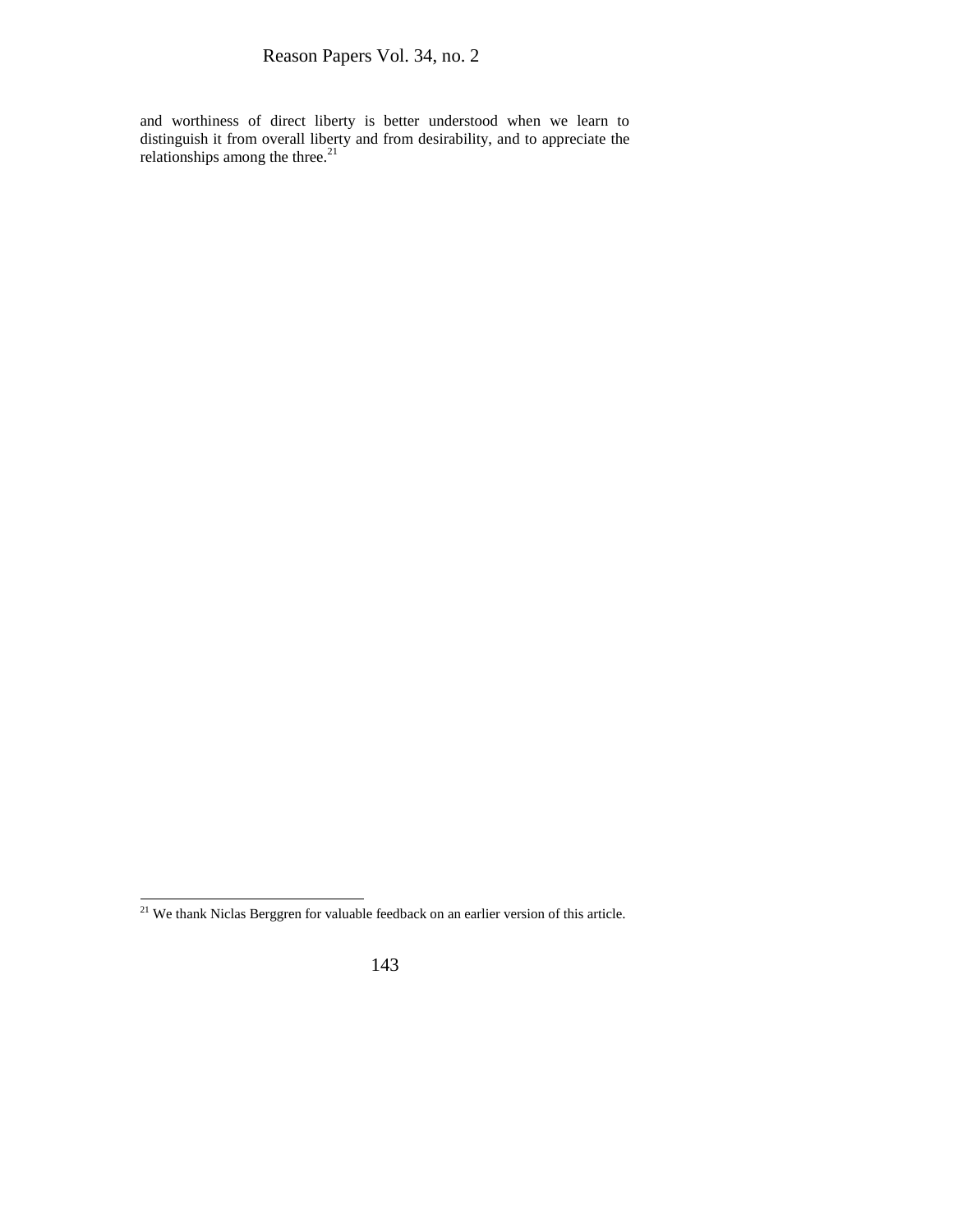and worthiness of direct liberty is better understood when we learn to distinguish it from overall liberty and from desirability, and to appreciate the relationships among the three.[21]

[21] We thank Niclas Berggren for valuable feedback on an earlier version of this article.